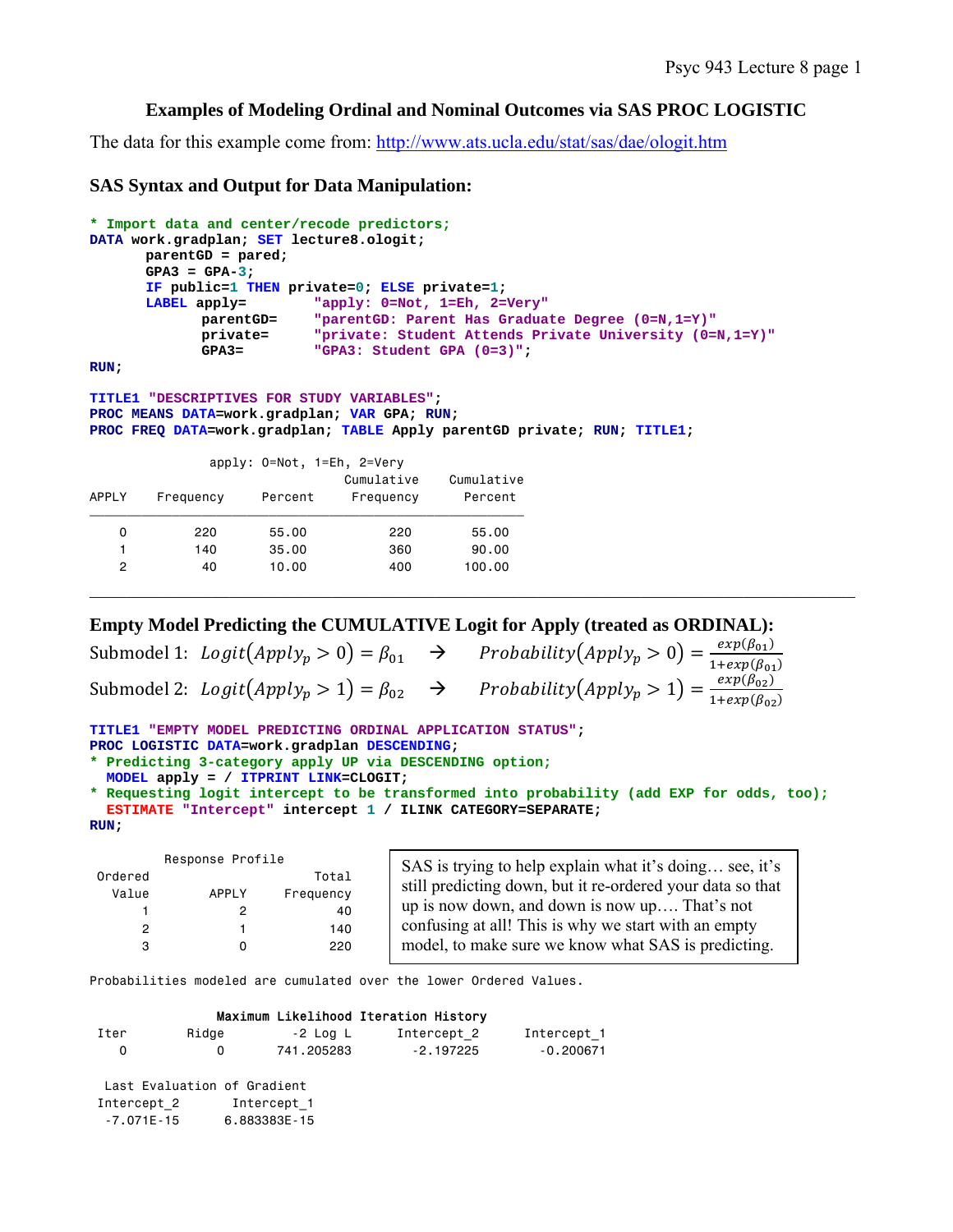# Examples of Modeling Ordinal and Nominal Outcomes via SAS PROC LOGISTIC

The data for this example come from: http://www.ats.ucla.edu/stat/sas/dae/ologit.htm

## SAS Syntax and Output for Data Manipulation:

```
* Import data and center/recode predictors;
DATA work.gradplan; SET lecture8.ologit;
      parentGD = pared;
      GPA3 = GPA-3;
      IF public=1 THEN private=0; ELSE private=1;
      LABEL apply=        "apply: 0=Not, 1=Eh, 2=Very"
            parentGD=     "parentGD: Parent Has Graduate Degree (0=N,1=Y)"
            private=      "private: Student Attends Private University (0=N,1=Y)"
            GPA3=         "GPA3: Student GPA (0=3)";
RUN;

TITLE1 "DESCRIPTIVES FOR STUDY VARIABLES";
PROC MEANS DATA=work.gradplan; VAR GPA; RUN;
PROC FREQ DATA=work.gradplan; TABLE Apply parentGD private; RUN; TITLE1;
```

```
              apply: 0=Not, 1=Eh, 2=Very
                                    Cumulative    Cumulative
APPLY    Frequency     Percent     Frequency      Percent
----------------------------------------------------------
    0         220       55.00           220        55.00
    1         140       35.00           360        90.00
    2          40       10.00           400       100.00
```

---

## Empty Model Predicting the CUMULATIVE Logit for Apply (treated as ORDINAL):

Submodel 1: $Logit(Apply_p > 0) = \beta_{01} \quad \rightarrow \quad Probability(Apply_p > 0) = \frac{exp(\beta_{01})}{1+exp(\beta_{01})}$

Submodel 2: $Logit(Apply_p > 1) = \beta_{02} \quad \rightarrow \quad Probability(Apply_p > 1) = \frac{exp(\beta_{02})}{1+exp(\beta_{02})}$

```
TITLE1 "EMPTY MODEL PREDICTING ORDINAL APPLICATION STATUS";
PROC LOGISTIC DATA=work.gradplan DESCENDING;
* Predicting 3-category apply UP via DESCENDING option;
  MODEL apply = / ITPRINT LINK=CLOGIT;
* Requesting logit intercept to be transformed into probability (add EXP for odds, too);
  ESTIMATE "Intercept" intercept 1 / ILINK CATEGORY=SEPARATE;
RUN;
```

```
        Response Profile
Ordered                    Total
  Value        APPLY   Frequency
      1            2          40
      2            1         140
      3            0         220
```

SAS is trying to help explain what it's doing… see, it's still predicting down, but it re-ordered your data so that up is now down, and down is now up…. That's not confusing at all! This is why we start with an empty model, to make sure we know what SAS is predicting.

```
Probabilities modeled are cumulated over the lower Ordered Values.

                Maximum Likelihood Iteration History
Iter       Ridge       -2 Log L     Intercept_2     Intercept_1
   0           0     741.205283       -2.197225       -0.200671

  Last Evaluation of Gradient
Intercept_2      Intercept_1
 -7.071E-15      6.883383E-15
```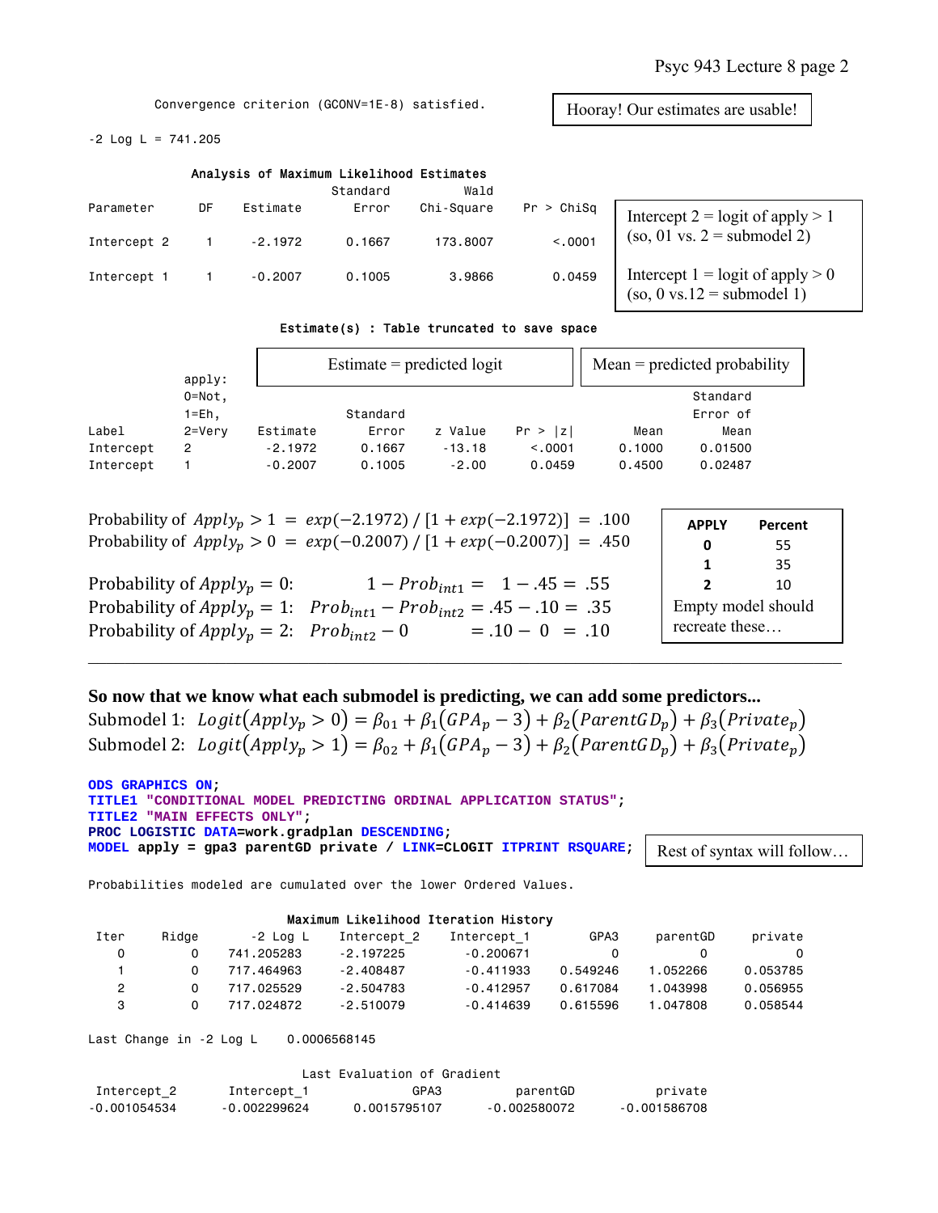```
Convergence criterion (GCONV=1E-8) satisfied.

-2 Log L = 741.205
```

Hooray! Our estimates are usable!

**Analysis of Maximum Likelihood Estimates**

| Parameter | DF | Estimate | Standard Error | Wald Chi-Square | Pr > ChiSq |
|---|---|---|---|---|---|
| Intercept 2 | 1 | -2.1972 | 0.1667 | 173.8007 | <.0001 |
| Intercept 1 | 1 | -0.2007 | 0.1005 | 3.9866 | 0.0459 |

Intercept 2 = logit of apply > 1 (so, 01 vs. 2 = submodel 2)

Intercept 1 = logit of apply > 0 (so, 0 vs.12 = submodel 1)

**Estimate(s) : Table truncated to save space**

Estimate = predicted logit | Mean = predicted probability

| Label | apply: 0=Not, 1=Eh, 2=Very | Estimate | Standard Error | z Value | Pr > \|z\| | Mean | Standard Error of Mean |
|---|---|---|---|---|---|---|---|
| Intercept | 2 | -2.1972 | 0.1667 | -13.18 | <.0001 | 0.1000 | 0.01500 |
| Intercept | 1 | -0.2007 | 0.1005 | -2.00 | 0.0459 | 0.4500 | 0.02487 |

$$\text{Probability of } Apply_p > 1 \;=\; exp(-2.1972)\,/\,[1+exp(-2.1972)] \;=\; .100$$
$$\text{Probability of } Apply_p > 0 \;=\; exp(-0.2007)\,/\,[1+exp(-0.2007)] \;=\; .450$$

$$\text{Probability of } Apply_p = 0: \quad 1 - Prob_{int1} = \; 1 - .45 = \; .55$$
$$\text{Probability of } Apply_p = 1: \quad Prob_{int1} - Prob_{int2} = .45 - .10 = \; .35$$
$$\text{Probability of } Apply_p = 2: \quad Prob_{int2} - 0 \quad = .10 - \; 0 \; = \; .10$$

| APPLY | Percent |
|---|---|
| 0 | 55 |
| 1 | 35 |
| 2 | 10 |

Empty model should recreate these…

---

**So now that we know what each submodel is predicting, we can add some predictors...**

Submodel 1: $Logit(Apply_p > 0) = \beta_{01} + \beta_1(GPA_p - 3) + \beta_2(ParentGD_p) + \beta_3(Private_p)$

Submodel 2: $Logit(Apply_p > 1) = \beta_{02} + \beta_1(GPA_p - 3) + \beta_2(ParentGD_p) + \beta_3(Private_p)$

```
ODS GRAPHICS ON;
TITLE1 "CONDITIONAL MODEL PREDICTING ORDINAL APPLICATION STATUS";
TITLE2 "MAIN EFFECTS ONLY";
PROC LOGISTIC DATA=work.gradplan DESCENDING;
MODEL apply = gpa3 parentGD private / LINK=CLOGIT ITPRINT RSQUARE;
```

Rest of syntax will follow…

```
Probabilities modeled are cumulated over the lower Ordered Values.
```

**Maximum Likelihood Iteration History**

| Iter | Ridge | -2 Log L | Intercept_2 | Intercept_1 | GPA3 | parentGD | private |
|---|---|---|---|---|---|---|---|
| 0 | 0 | 741.205283 | -2.197225 | -0.200671 | 0 | 0 | 0 |
| 1 | 0 | 717.464963 | -2.408487 | -0.411933 | 0.549246 | 1.052266 | 0.053785 |
| 2 | 0 | 717.025529 | -2.504783 | -0.412957 | 0.617084 | 1.043998 | 0.056955 |
| 3 | 0 | 717.024872 | -2.510079 | -0.414639 | 0.615596 | 1.047808 | 0.058544 |

```
Last Change in -2 Log L     0.0006568145
```

**Last Evaluation of Gradient**

| Intercept_2 | Intercept_1 | GPA3 | parentGD | private |
|---|---|---|---|---|
| -0.001054534 | -0.002299624 | 0.0015795107 | -0.002580072 | -0.001586708 |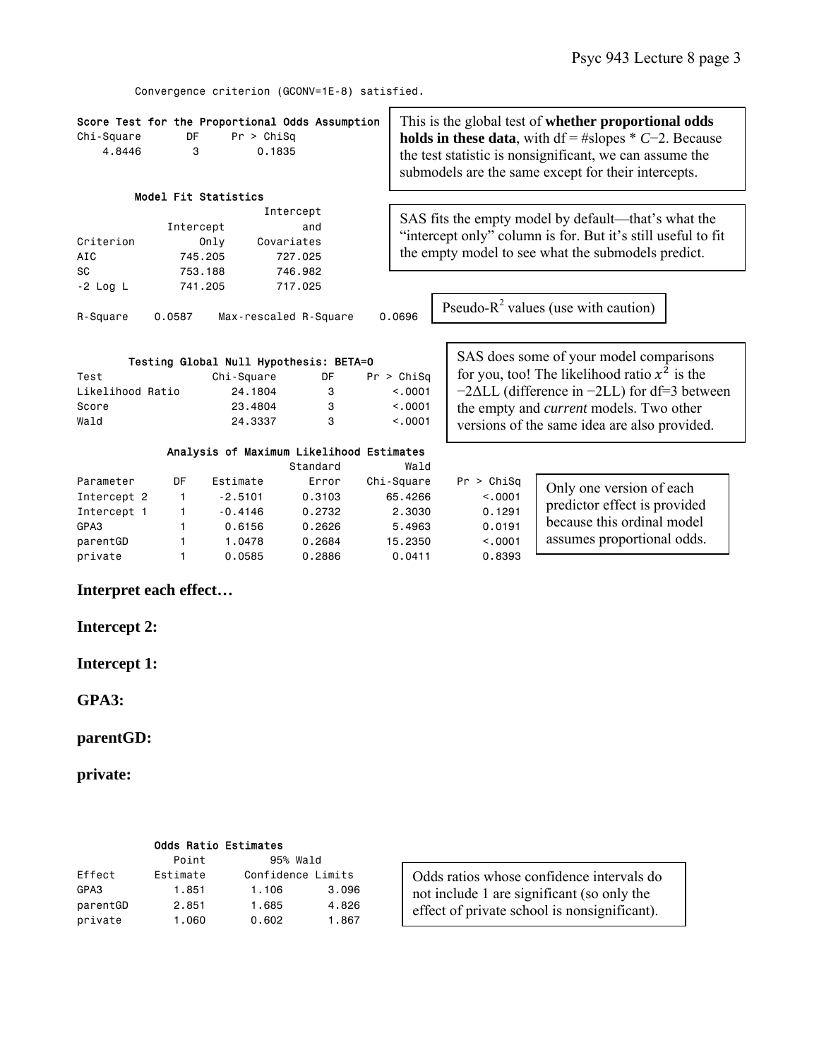Convergence criterion (GCONV=1E-8) satisfied.

**Score Test for the Proportional Odds Assumption**

| Chi-Square | DF | Pr > ChiSq |
|---|---|---|
| 4.8446 | 3 | 0.1835 |

This is the global test of **whether proportional odds holds in these data**, with df = #slopes * $C$−2. Because the test statistic is nonsignificant, we can assume the submodels are the same except for their intercepts.

**Model Fit Statistics**

| Criterion | Intercept Only | Intercept and Covariates |
|---|---|---|
| AIC | 745.205 | 727.025 |
| SC | 753.188 | 746.982 |
| -2 Log L | 741.205 | 717.025 |

SAS fits the empty model by default—that's what the "intercept only" column is for. But it's still useful to fit the empty model to see what the submodels predict.

R-Square 0.0587 Max-rescaled R-Square 0.0696

Pseudo-$R^2$ values (use with caution)

**Testing Global Null Hypothesis: BETA=0**

| Test | Chi-Square | DF | Pr > ChiSq |
|---|---|---|---|
| Likelihood Ratio | 24.1804 | 3 | <.0001 |
| Score | 23.4804 | 3 | <.0001 |
| Wald | 24.3337 | 3 | <.0001 |

SAS does some of your model comparisons for you, too! The likelihood ratio $x^2$ is the $-2\Delta LL$ (difference in −2LL) for df=3 between the empty and *current* models. Two other versions of the same idea are also provided.

**Analysis of Maximum Likelihood Estimates**

| Parameter | DF | Estimate | Standard Error | Wald Chi-Square | Pr > ChiSq |
|---|---|---|---|---|---|
| Intercept 2 | 1 | -2.5101 | 0.3103 | 65.4266 | <.0001 |
| Intercept 1 | 1 | -0.4146 | 0.2732 | 2.3030 | 0.1291 |
| GPA3 | 1 | 0.6156 | 0.2626 | 5.4963 | 0.0191 |
| parentGD | 1 | 1.0478 | 0.2684 | 15.2350 | <.0001 |
| private | 1 | 0.0585 | 0.2886 | 0.0411 | 0.8393 |

Only one version of each predictor effect is provided because this ordinal model assumes proportional odds.

**Interpret each effect…**

**Intercept 2:**

**Intercept 1:**

**GPA3:**

**parentGD:**

**private:**

**Odds Ratio Estimates**

| Effect | Point Estimate | 95% Wald Confidence Limits | |
|---|---|---|---|
| GPA3 | 1.851 | 1.106 | 3.096 |
| parentGD | 2.851 | 1.685 | 4.826 |
| private | 1.060 | 0.602 | 1.867 |

Odds ratios whose confidence intervals do not include 1 are significant (so only the effect of private school is nonsignificant).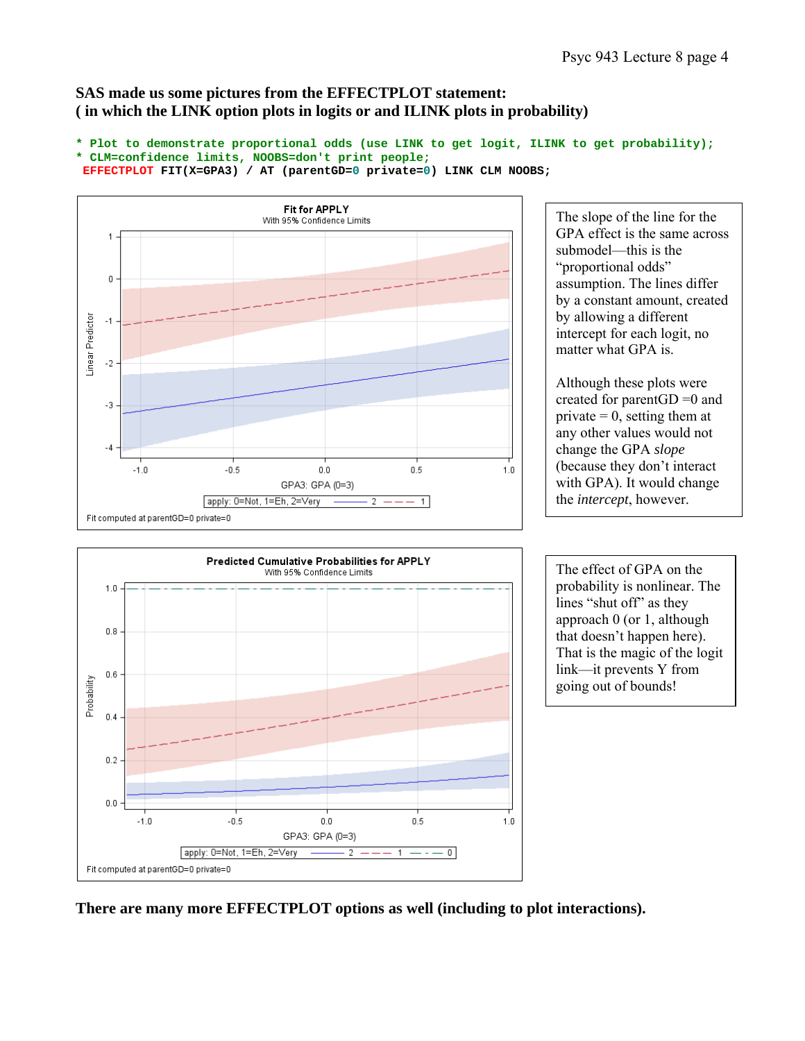**SAS made us some pictures from the EFFECTPLOT statement:**
**( in which the LINK option plots in logits or and ILINK plots in probability)**

```
* Plot to demonstrate proportional odds (use LINK to get logit, ILINK to get probability);
* CLM=confidence limits, NOOBS=don't print people;
 EFFECTPLOT FIT(X=GPA3) / AT (parentGD=0 private=0) LINK CLM NOOBS;
```

Fit for APPLY
With 95% Confidence Limits

Linear Predictor

GPA3: GPA (0=3)

apply: 0=Not, 1=Eh, 2=Very ——— 2 — — — 1

Fit computed at parentGD=0 private=0

The slope of the line for the GPA effect is the same across submodel—this is the "proportional odds" assumption. The lines differ by a constant amount, created by allowing a different intercept for each logit, no matter what GPA is.

Although these plots were created for parentGD =0 and private = 0, setting them at any other values would not change the GPA *slope* (because they don't interact with GPA). It would change the *intercept*, however.

Predicted Cumulative Probabilities for APPLY
With 95% Confidence Limits

Probability

GPA3: GPA (0=3)

apply: 0=Not, 1=Eh, 2=Very ——— 2 — — — 1 — - — 0

Fit computed at parentGD=0 private=0

The effect of GPA on the probability is nonlinear. The lines "shut off" as they approach 0 (or 1, although that doesn't happen here). That is the magic of the logit link—it prevents Y from going out of bounds!

**There are many more EFFECTPLOT options as well (including to plot interactions).**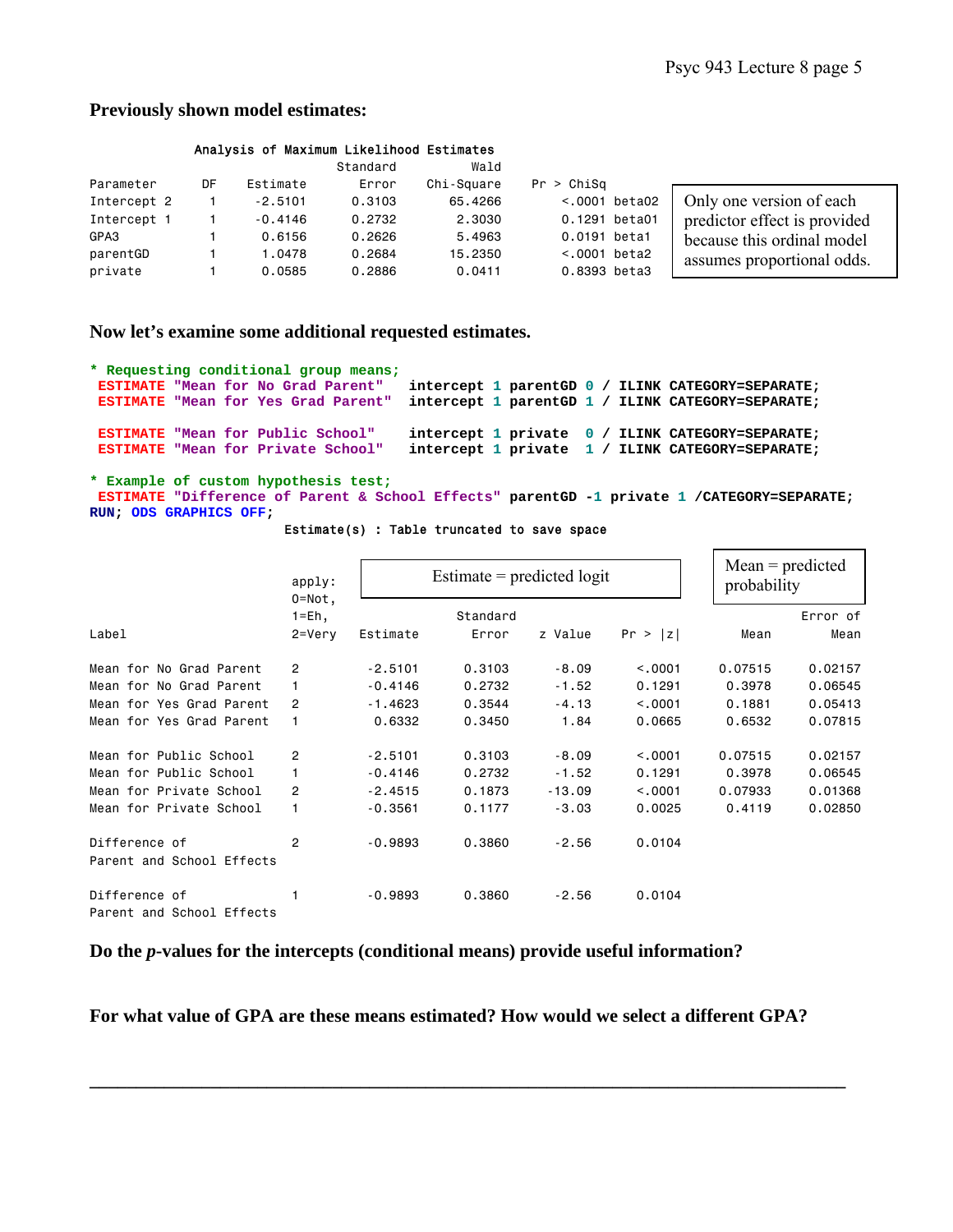**Previously shown model estimates:**

```
                Analysis of Maximum Likelihood Estimates
                                       Standard          Wald
Parameter       DF      Estimate          Error    Chi-Square     Pr > ChiSq
Intercept 2      1       -2.5101         0.3103       65.4266         <.0001 beta02
Intercept 1      1       -0.4146         0.2732        2.3030         0.1291 beta01
GPA3             1        0.6156         0.2626        5.4963         0.0191 beta1
parentGD         1        1.0478         0.2684       15.2350         <.0001 beta2
private          1        0.0585         0.2886        0.0411         0.8393 beta3
```

Only one version of each predictor effect is provided because this ordinal model assumes proportional odds.

**Now let's examine some additional requested estimates.**

```
* Requesting conditional group means;
 ESTIMATE "Mean for No Grad Parent"   intercept 1 parentGD 0 / ILINK CATEGORY=SEPARATE;
 ESTIMATE "Mean for Yes Grad Parent"  intercept 1 parentGD 1 / ILINK CATEGORY=SEPARATE;

 ESTIMATE "Mean for Public School"    intercept 1 private  0 / ILINK CATEGORY=SEPARATE;
 ESTIMATE "Mean for Private School"   intercept 1 private  1 / ILINK CATEGORY=SEPARATE;

* Example of custom hypothesis test;
 ESTIMATE "Difference of Parent & School Effects" parentGD -1 private 1 /CATEGORY=SEPARATE;
RUN; ODS GRAPHICS OFF;
```

Estimate(s) : Table truncated to save space

| Label | apply: 0=Not, 1=Eh, 2=Very | Estimate = predicted logit | | | | Mean = predicted probability | |
|---|---|---|---|---|---|---|---|
| | | Estimate | Standard Error | z Value | Pr > \|z\| | Mean | Error of Mean |
| Mean for No Grad Parent | 2 | -2.5101 | 0.3103 | -8.09 | <.0001 | 0.07515 | 0.02157 |
| Mean for No Grad Parent | 1 | -0.4146 | 0.2732 | -1.52 | 0.1291 | 0.3978 | 0.06545 |
| Mean for Yes Grad Parent | 2 | -1.4623 | 0.3544 | -4.13 | <.0001 | 0.1881 | 0.05413 |
| Mean for Yes Grad Parent | 1 | 0.6332 | 0.3450 | 1.84 | 0.0665 | 0.6532 | 0.07815 |
| Mean for Public School | 2 | -2.5101 | 0.3103 | -8.09 | <.0001 | 0.07515 | 0.02157 |
| Mean for Public School | 1 | -0.4146 | 0.2732 | -1.52 | 0.1291 | 0.3978 | 0.06545 |
| Mean for Private School | 2 | -2.4515 | 0.1873 | -13.09 | <.0001 | 0.07933 | 0.01368 |
| Mean for Private School | 1 | -0.3561 | 0.1177 | -3.03 | 0.0025 | 0.4119 | 0.02850 |
| Difference of Parent and School Effects | 2 | -0.9893 | 0.3860 | -2.56 | 0.0104 | | |
| Difference of Parent and School Effects | 1 | -0.9893 | 0.3860 | -2.56 | 0.0104 | | |

**Do the *p*-values for the intercepts (conditional means) provide useful information?**

**For what value of GPA are these means estimated? How would we select a different GPA?**

---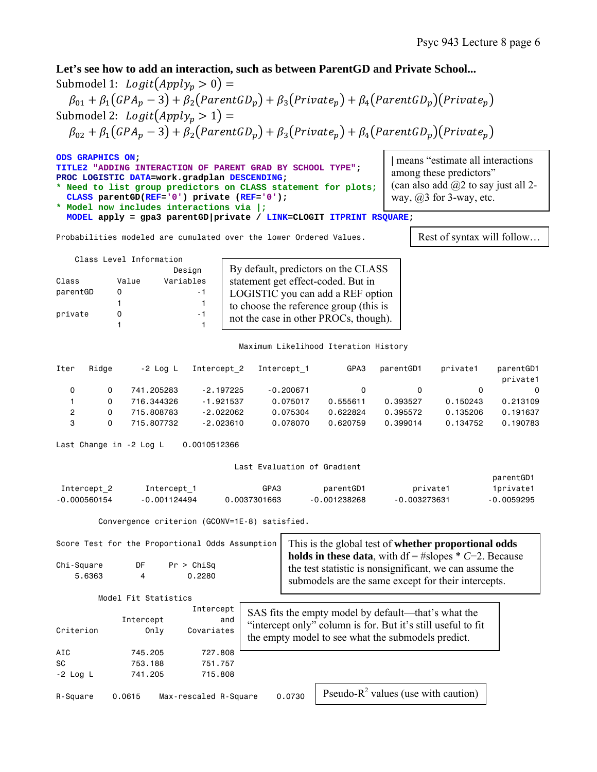**Let's see how to add an interaction, such as between ParentGD and Private School...**

Submodel 1: $Logit(Apply_p > 0) =$

$$\beta_{01} + \beta_1(GPA_p - 3) + \beta_2(ParentGD_p) + \beta_3(Private_p) + \beta_4(ParentGD_p)(Private_p)$$

Submodel 2: $Logit(Apply_p > 1) =$

$$\beta_{02} + \beta_1(GPA_p - 3) + \beta_2(ParentGD_p) + \beta_3(Private_p) + \beta_4(ParentGD_p)(Private_p)$$

```
ODS GRAPHICS ON;
TITLE2 "ADDING INTERACTION OF PARENT GRAD BY SCHOOL TYPE";
PROC LOGISTIC DATA=work.gradplan DESCENDING;
* Need to list group predictors on CLASS statement for plots;
  CLASS parentGD(REF='0') private (REF='0');
* Model now includes interactions via |;
  MODEL apply = gpa3 parentGD|private / LINK=CLOGIT ITPRINT RSQUARE;
```

| means "estimate all interactions among these predictors" (can also add @2 to say just all 2-way, @3 for 3-way, etc.

Rest of syntax will follow…

```
Probabilities modeled are cumulated over the lower Ordered Values.
```

Class Level Information

| Class | Value | Design Variables |
|---|---|---|
| parentGD | 0 | -1 |
| | 1 | 1 |
| private | 0 | -1 |
| | 1 | 1 |

By default, predictors on the CLASS statement get effect-coded. But in LOGISTIC you can add a REF option to choose the reference group (this is not the case in other PROCs, though).

Maximum Likelihood Iteration History

| Iter | Ridge | -2 Log L | Intercept_2 | Intercept_1 | GPA3 | parentGD1 | private1 | parentGD1 private1 |
|---|---|---|---|---|---|---|---|---|
| 0 | 0 | 741.205283 | -2.197225 | -0.200671 | 0 | 0 | 0 | 0 |
| 1 | 0 | 716.344326 | -1.921537 | 0.075017 | 0.555611 | 0.393527 | 0.150243 | 0.213109 |
| 2 | 0 | 715.808783 | -2.022062 | 0.075304 | 0.622824 | 0.395572 | 0.135206 | 0.191637 |
| 3 | 0 | 715.807732 | -2.023610 | 0.078070 | 0.620759 | 0.399014 | 0.134752 | 0.190783 |

```
Last Change in -2 Log L     0.0010512366
```

Last Evaluation of Gradient

| Intercept_2 | Intercept_1 | GPA3 | parentGD1 | private1 | parentGD1 1private1 |
|---|---|---|---|---|---|
| -0.000560154 | -0.001124494 | 0.0037301663 | -0.001238268 | -0.003273631 | -0.0059295 |

```
Convergence criterion (GCONV=1E-8) satisfied.
```

Score Test for the Proportional Odds Assumption

| Chi-Square | DF | Pr > ChiSq |
|---|---|---|
| 5.6363 | 4 | 0.2280 |

This is the global test of **whether proportional odds holds in these data**, with df = #slopes * *C*−2. Because the test statistic is nonsignificant, we can assume the submodels are the same except for their intercepts.

Model Fit Statistics

| Criterion | Intercept Only | Intercept and Covariates |
|---|---|---|
| AIC | 745.205 | 727.808 |
| SC | 753.188 | 751.757 |
| -2 Log L | 741.205 | 715.808 |

SAS fits the empty model by default—that's what the "intercept only" column is for. But it's still useful to fit the empty model to see what the submodels predict.

```
R-Square    0.0615    Max-rescaled R-Square    0.0730
```

Pseudo-$R^2$ values (use with caution)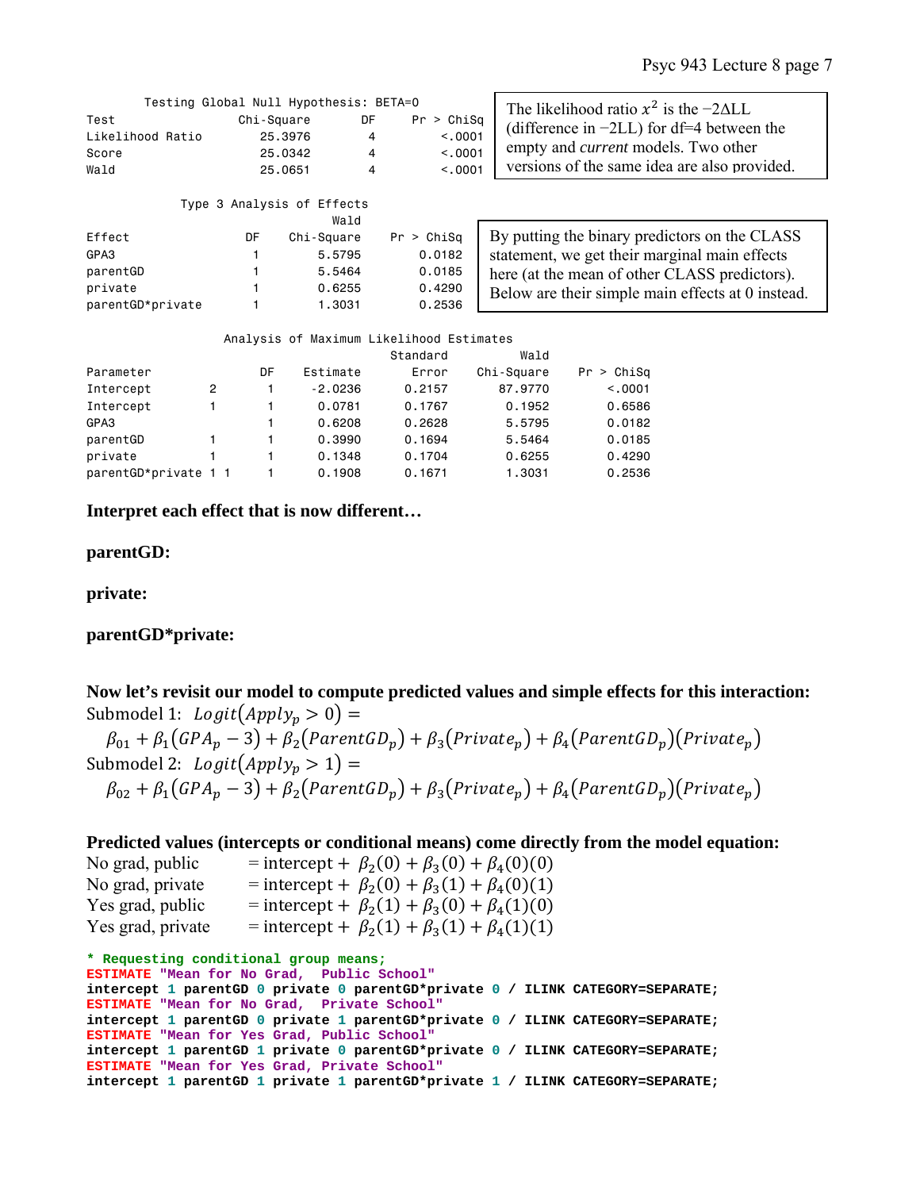Testing Global Null Hypothesis: BETA=0

| Test | Chi-Square | DF | Pr > ChiSq |
|---|---|---|---|
| Likelihood Ratio | 25.3976 | 4 | <.0001 |
| Score | 25.0342 | 4 | <.0001 |
| Wald | 25.0651 | 4 | <.0001 |

The likelihood ratio $x^2$ is the $-2\Delta$LL (difference in $-2$LL) for df=4 between the empty and *current* models. Two other versions of the same idea are also provided.

Type 3 Analysis of Effects

| Effect | DF | Wald Chi-Square | Pr > ChiSq |
|---|---|---|---|
| GPA3 | 1 | 5.5795 | 0.0182 |
| parentGD | 1 | 5.5464 | 0.0185 |
| private | 1 | 0.6255 | 0.4290 |
| parentGD*private | 1 | 1.3031 | 0.2536 |

By putting the binary predictors on the CLASS statement, we get their marginal main effects here (at the mean of other CLASS predictors). Below are their simple main effects at 0 instead.

Analysis of Maximum Likelihood Estimates

| Parameter | | DF | Estimate | Standard Error | Wald Chi-Square | Pr > ChiSq |
|---|---|---|---|---|---|---|
| Intercept | 2 | 1 | -2.0236 | 0.2157 | 87.9770 | <.0001 |
| Intercept | 1 | 1 | 0.0781 | 0.1767 | 0.1952 | 0.6586 |
| GPA3 | | 1 | 0.6208 | 0.2628 | 5.5795 | 0.0182 |
| parentGD | 1 | 1 | 0.3990 | 0.1694 | 5.5464 | 0.0185 |
| private | 1 | 1 | 0.1348 | 0.1704 | 0.6255 | 0.4290 |
| parentGD*private | 1 1 | 1 | 0.1908 | 0.1671 | 1.3031 | 0.2536 |

**Interpret each effect that is now different…**

**parentGD:**

**private:**

**parentGD*private:**

**Now let's revisit our model to compute predicted values and simple effects for this interaction:**

Submodel 1: $Logit(Apply_p > 0) =$

$$\beta_{01} + \beta_1(GPA_p - 3) + \beta_2(ParentGD_p) + \beta_3(Private_p) + \beta_4(ParentGD_p)(Private_p)$$

Submodel 2: $Logit(Apply_p > 1) =$

$$\beta_{02} + \beta_1(GPA_p - 3) + \beta_2(ParentGD_p) + \beta_3(Private_p) + \beta_4(ParentGD_p)(Private_p)$$

**Predicted values (intercepts or conditional means) come directly from the model equation:**

No grad, public = intercept + $\beta_2(0) + \beta_3(0) + \beta_4(0)(0)$

No grad, private = intercept + $\beta_2(0) + \beta_3(1) + \beta_4(0)(1)$

Yes grad, public = intercept + $\beta_2(1) + \beta_3(0) + \beta_4(1)(0)$

Yes grad, private = intercept + $\beta_2(1) + \beta_3(1) + \beta_4(1)(1)$

```
* Requesting conditional group means;
ESTIMATE "Mean for No Grad,  Public School"
intercept 1 parentGD 0 private 0 parentGD*private 0 / ILINK CATEGORY=SEPARATE;
ESTIMATE "Mean for No Grad,  Private School"
intercept 1 parentGD 0 private 1 parentGD*private 0 / ILINK CATEGORY=SEPARATE;
ESTIMATE "Mean for Yes Grad, Public School"
intercept 1 parentGD 1 private 0 parentGD*private 0 / ILINK CATEGORY=SEPARATE;
ESTIMATE "Mean for Yes Grad, Private School"
intercept 1 parentGD 1 private 1 parentGD*private 1 / ILINK CATEGORY=SEPARATE;
```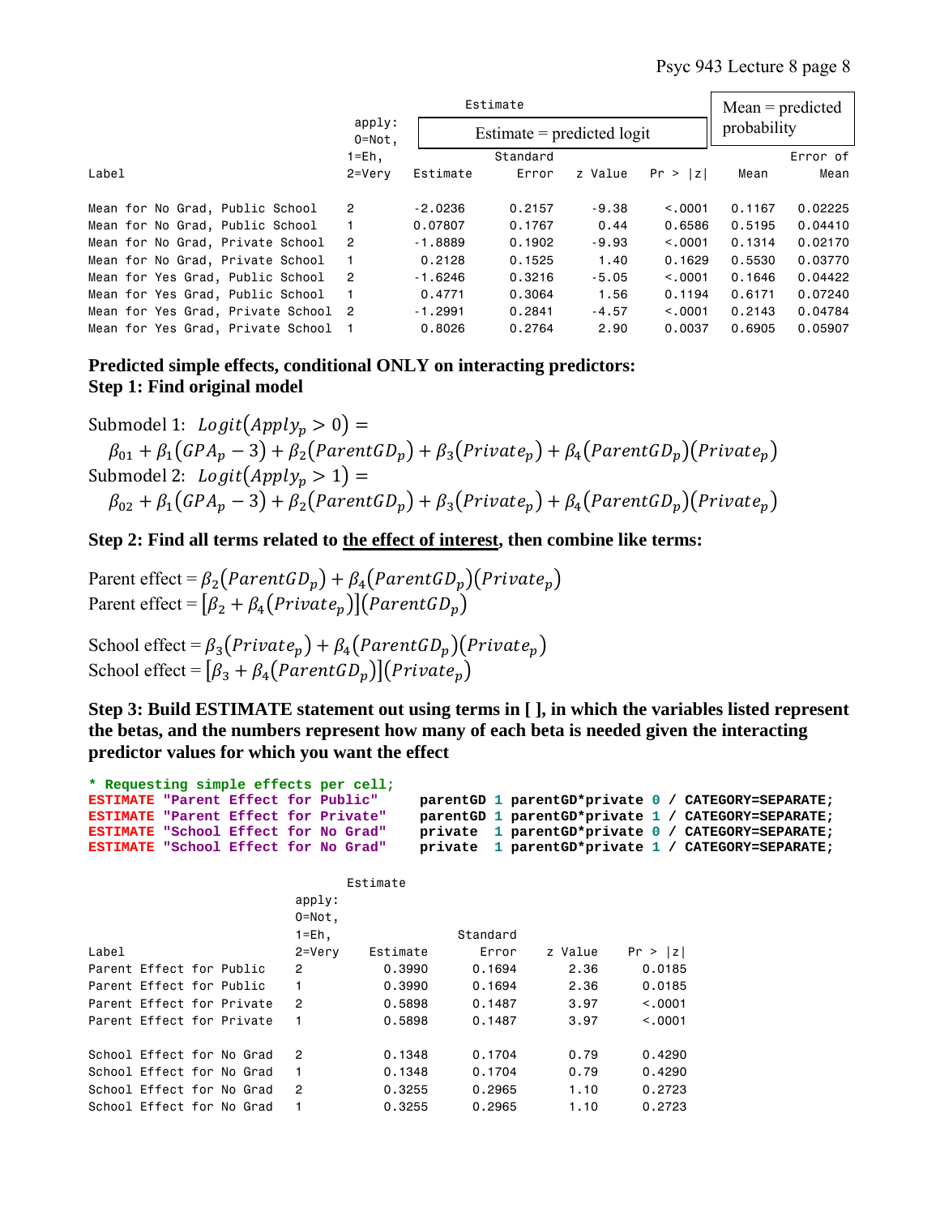| Label | apply: 0=Not, 1=Eh, 2=Very | Estimate (Estimate = predicted logit) | Standard Error | z Value | Pr > \|z\| | Mean (Mean = predicted probability) | Standard Error of Mean |
|---|---|---|---|---|---|---|---|
| Mean for No Grad, Public School | 2 | -2.0236 | 0.2157 | -9.38 | <.0001 | 0.1167 | 0.02225 |
| Mean for No Grad, Public School | 1 | 0.07807 | 0.1767 | 0.44 | 0.6586 | 0.5195 | 0.04410 |
| Mean for No Grad, Private School | 2 | -1.8889 | 0.1902 | -9.93 | <.0001 | 0.1314 | 0.02170 |
| Mean for No Grad, Private School | 1 | 0.2128 | 0.1525 | 1.40 | 0.1629 | 0.5530 | 0.03770 |
| Mean for Yes Grad, Public School | 2 | -1.6246 | 0.3216 | -5.05 | <.0001 | 0.1646 | 0.04422 |
| Mean for Yes Grad, Public School | 1 | 0.4771 | 0.3064 | 1.56 | 0.1194 | 0.6171 | 0.07240 |
| Mean for Yes Grad, Private School | 2 | -1.2991 | 0.2841 | -4.57 | <.0001 | 0.2143 | 0.04784 |
| Mean for Yes Grad, Private School | 1 | 0.8026 | 0.2764 | 2.90 | 0.0037 | 0.6905 | 0.05907 |

**Predicted simple effects, conditional ONLY on interacting predictors:**
**Step 1: Find original model**

Submodel 1: $Logit(Apply_p > 0) =$
$\beta_{01} + \beta_1(GPA_p - 3) + \beta_2(ParentGD_p) + \beta_3(Private_p) + \beta_4(ParentGD_p)(Private_p)$

Submodel 2: $Logit(Apply_p > 1) =$
$\beta_{02} + \beta_1(GPA_p - 3) + \beta_2(ParentGD_p) + \beta_3(Private_p) + \beta_4(ParentGD_p)(Private_p)$

**Step 2: Find all terms related to the effect of interest, then combine like terms:**

Parent effect = $\beta_2(ParentGD_p) + \beta_4(ParentGD_p)(Private_p)$
Parent effect = $[\beta_2 + \beta_4(Private_p)](ParentGD_p)$

School effect = $\beta_3(Private_p) + \beta_4(ParentGD_p)(Private_p)$
School effect = $[\beta_3 + \beta_4(ParentGD_p)](Private_p)$

**Step 3: Build ESTIMATE statement out using terms in [ ], in which the variables listed represent the betas, and the numbers represent how many of each beta is needed given the interacting predictor values for which you want the effect**

```
* Requesting simple effects per cell;
ESTIMATE "Parent Effect for Public"     parentGD 1 parentGD*private 0 / CATEGORY=SEPARATE;
ESTIMATE "Parent Effect for Private"    parentGD 1 parentGD*private 1 / CATEGORY=SEPARATE;
ESTIMATE "School Effect for No Grad"    private  1 parentGD*private 0 / CATEGORY=SEPARATE;
ESTIMATE "School Effect for No Grad"    private  1 parentGD*private 1 / CATEGORY=SEPARATE;
```

| Label | apply: 0=Not, 1=Eh, 2=Very | Estimate | Standard Error | z Value | Pr > \|z\| |
|---|---|---|---|---|---|
| Parent Effect for Public | 2 | 0.3990 | 0.1694 | 2.36 | 0.0185 |
| Parent Effect for Public | 1 | 0.3990 | 0.1694 | 2.36 | 0.0185 |
| Parent Effect for Private | 2 | 0.5898 | 0.1487 | 3.97 | <.0001 |
| Parent Effect for Private | 1 | 0.5898 | 0.1487 | 3.97 | <.0001 |
| School Effect for No Grad | 2 | 0.1348 | 0.1704 | 0.79 | 0.4290 |
| School Effect for No Grad | 1 | 0.1348 | 0.1704 | 0.79 | 0.4290 |
| School Effect for No Grad | 2 | 0.3255 | 0.2965 | 1.10 | 0.2723 |
| School Effect for No Grad | 1 | 0.3255 | 0.2965 | 1.10 | 0.2723 |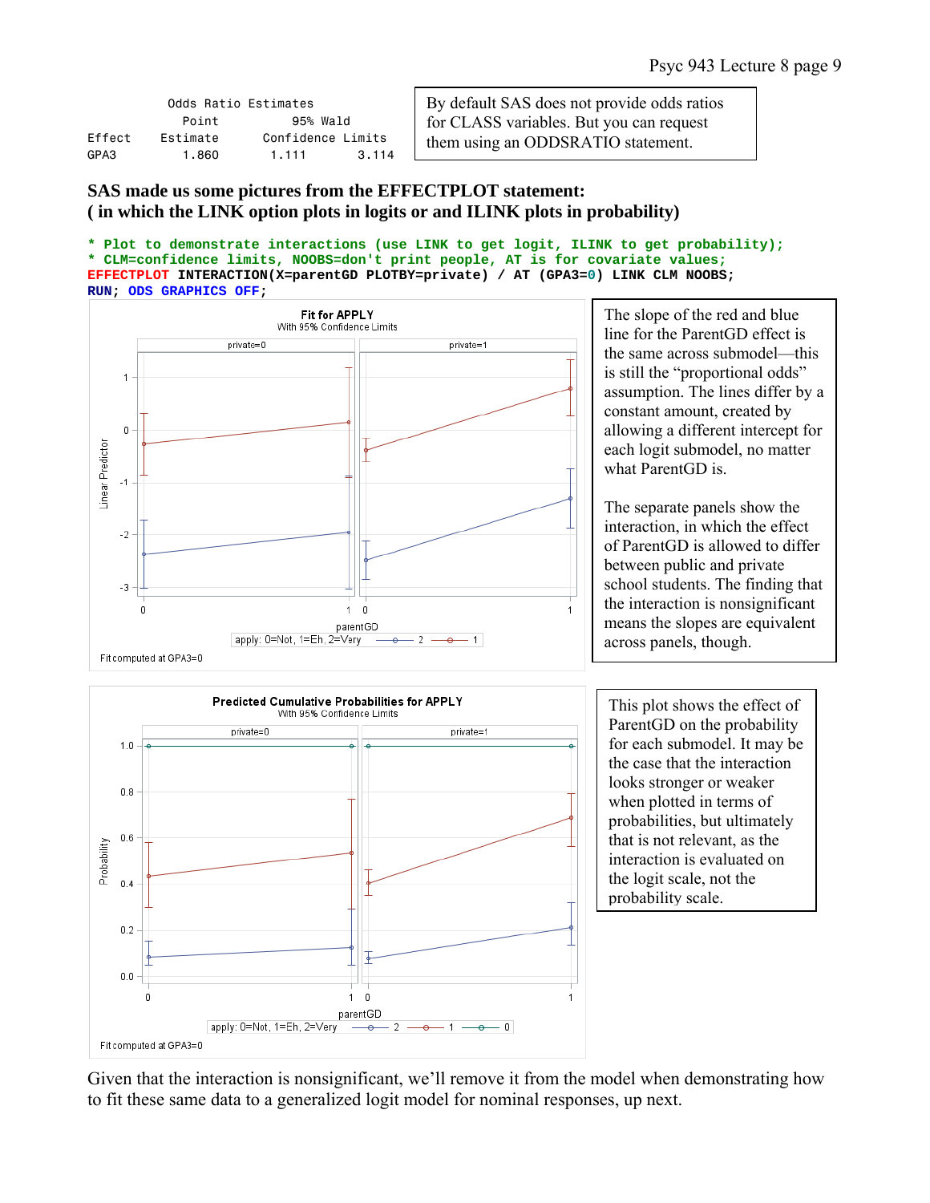| Effect | Point Estimate | 95% Wald Confidence Limits | |
|---|---|---|---|
| GPA3 | 1.860 | 1.111 | 3.114 |

Odds Ratio Estimates

By default SAS does not provide odds ratios for CLASS variables. But you can request them using an ODDSRATIO statement.

**SAS made us some pictures from the EFFECTPLOT statement: ( in which the LINK option plots in logits or and ILINK plots in probability)**

```
* Plot to demonstrate interactions (use LINK to get logit, ILINK to get probability);
* CLM=confidence limits, NOOBS=don't print people, AT is for covariate values;
EFFECTPLOT INTERACTION(X=parentGD PLOTBY=private) / AT (GPA3=0) LINK CLM NOOBS;
RUN; ODS GRAPHICS OFF;
```

The slope of the red and blue line for the ParentGD effect is the same across submodel—this is still the "proportional odds" assumption. The lines differ by a constant amount, created by allowing a different intercept for each logit submodel, no matter what ParentGD is.

The separate panels show the interaction, in which the effect of ParentGD is allowed to differ between public and private school students. The finding that the interaction is nonsignificant means the slopes are equivalent across panels, though.

This plot shows the effect of ParentGD on the probability for each submodel. It may be the case that the interaction looks stronger or weaker when plotted in terms of probabilities, but ultimately that is not relevant, as the interaction is evaluated on the logit scale, not the probability scale.

Given that the interaction is nonsignificant, we'll remove it from the model when demonstrating how to fit these same data to a generalized logit model for nominal responses, up next.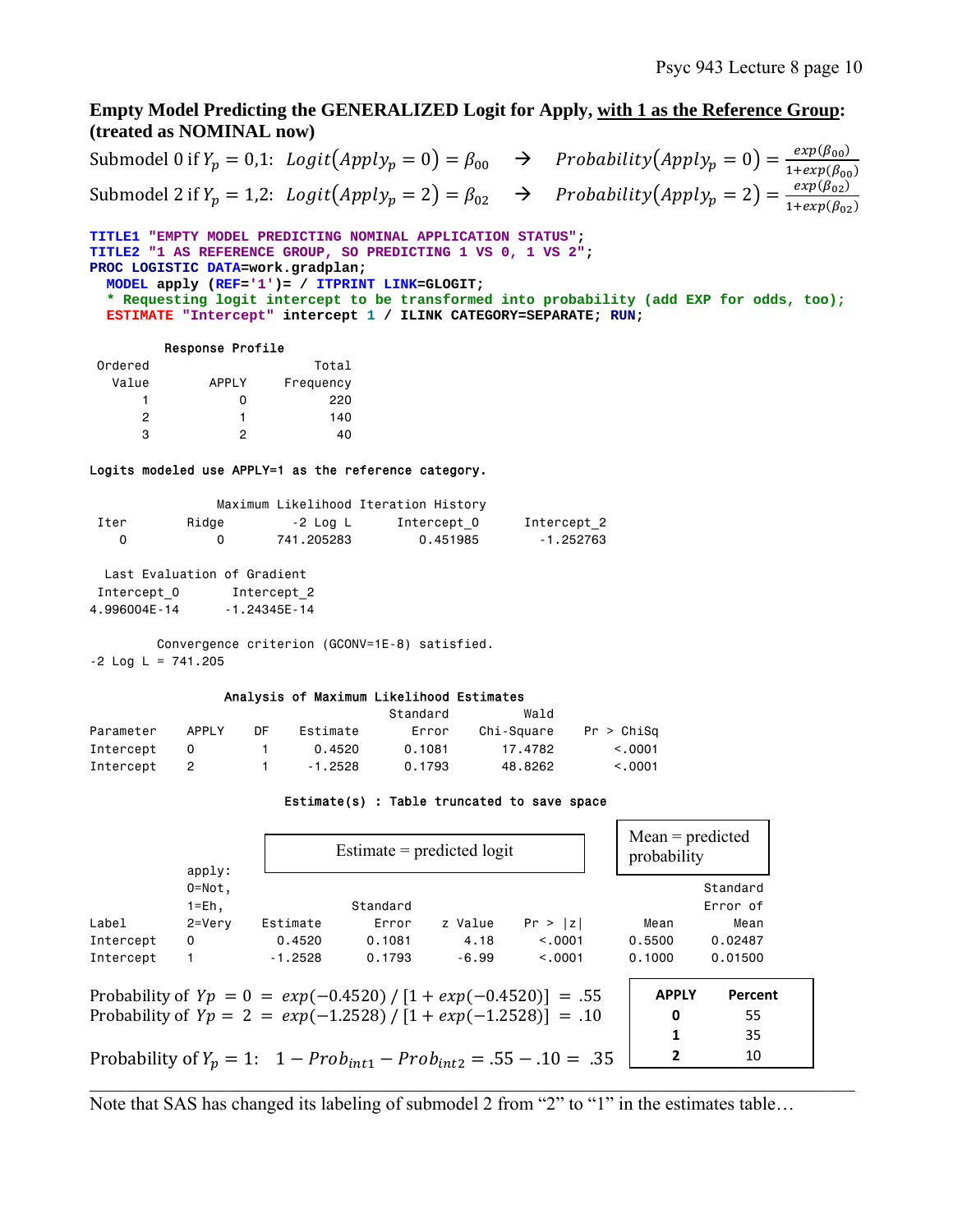## Empty Model Predicting the GENERALIZED Logit for Apply, with 1 as the Reference Group: (treated as NOMINAL now)

Submodel 0 if $Y_p = 0,1$: $Logit(Apply_p = 0) = \beta_{00}$ $\rightarrow$ $Probability(Apply_p = 0) = \frac{exp(\beta_{00})}{1+exp(\beta_{00})}$

Submodel 2 if $Y_p = 1,2$: $Logit(Apply_p = 2) = \beta_{02}$ $\rightarrow$ $Probability(Apply_p = 2) = \frac{exp(\beta_{02})}{1+exp(\beta_{02})}$

```
TITLE1 "EMPTY MODEL PREDICTING NOMINAL APPLICATION STATUS";
TITLE2 "1 AS REFERENCE GROUP, SO PREDICTING 1 VS 0, 1 VS 2";
PROC LOGISTIC DATA=work.gradplan;
  MODEL apply (REF='1')= / ITPRINT LINK=GLOGIT;
  * Requesting logit intercept to be transformed into probability (add EXP for odds, too);
  ESTIMATE "Intercept" intercept 1 / ILINK CATEGORY=SEPARATE; RUN;
```

```
          Response Profile
 Ordered                      Total
   Value        APPLY     Frequency
       1            0           220
       2            1           140
       3            2            40

Logits modeled use APPLY=1 as the reference category.

                 Maximum Likelihood Iteration History
 Iter        Ridge         -2 Log L      Intercept_0     Intercept_2
    0            0       741.205283         0.451985       -1.252763

  Last Evaluation of Gradient
 Intercept_0       Intercept_2
4.996004E-14      -1.24345E-14

        Convergence criterion (GCONV=1E-8) satisfied.
-2 Log L = 741.205

                  Analysis of Maximum Likelihood Estimates
                                       Standard          Wald
Parameter     APPLY    DF    Estimate       Error    Chi-Square    Pr > ChiSq
Intercept     0         1      0.4520      0.1081       17.4782        <.0001
Intercept     2         1     -1.2528      0.1793       48.8262        <.0001

                          Estimate(s) : Table truncated to save space
```

Estimate = predicted logit; Mean = predicted probability

| Label | apply: 0=Not, 1=Eh, 2=Very | Estimate | Standard Error | z Value | Pr > \|z\| | Mean | Standard Error of Mean |
|---|---|---|---|---|---|---|---|
| Intercept | 0 | 0.4520 | 0.1081 | 4.18 | <.0001 | 0.5500 | 0.02487 |
| Intercept | 1 | -1.2528 | 0.1793 | -6.99 | <.0001 | 0.1000 | 0.01500 |

Probability of $Yp = 0 = exp(-0.4520) / [1 + exp(-0.4520)] = .55$

Probability of $Yp = 2 = exp(-1.2528) / [1 + exp(-1.2528)] = .10$

Probability of $Y_p = 1$: $1 - Prob_{int1} - Prob_{int2} = .55 - .10 = .35$

| APPLY | Percent |
|---|---|
| 0 | 55 |
| 1 | 35 |
| 2 | 10 |

---

Note that SAS has changed its labeling of submodel 2 from "2" to "1" in the estimates table…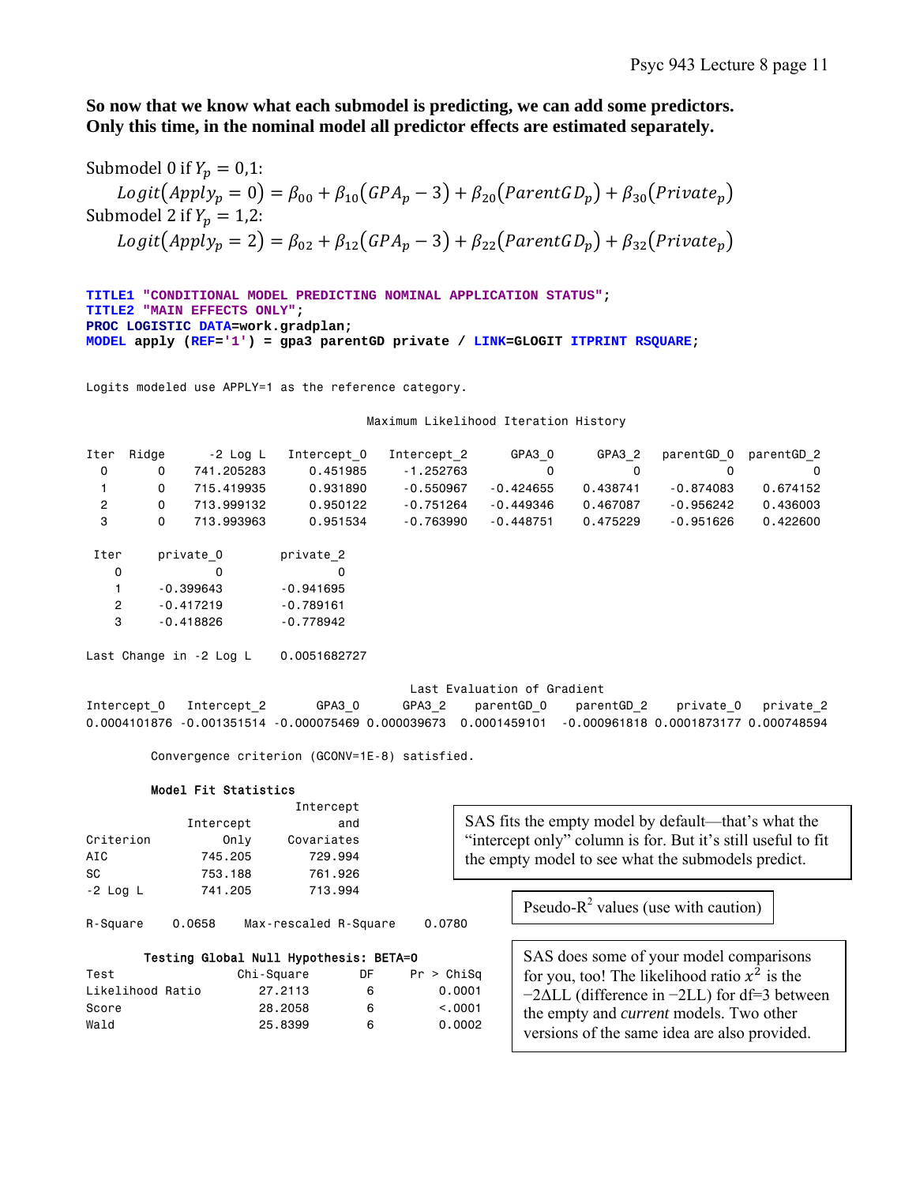**So now that we know what each submodel is predicting, we can add some predictors. Only this time, in the nominal model all predictor effects are estimated separately.**

Submodel 0 if $Y_p = 0,1$:

$$Logit(Apply_p = 0) = \beta_{00} + \beta_{10}(GPA_p - 3) + \beta_{20}(ParentGD_p) + \beta_{30}(Private_p)$$

Submodel 2 if $Y_p = 1,2$:

$$Logit(Apply_p = 2) = \beta_{02} + \beta_{12}(GPA_p - 3) + \beta_{22}(ParentGD_p) + \beta_{32}(Private_p)$$

```
TITLE1 "CONDITIONAL MODEL PREDICTING NOMINAL APPLICATION STATUS";
TITLE2 "MAIN EFFECTS ONLY";
PROC LOGISTIC DATA=work.gradplan;
MODEL apply (REF='1') = gpa3 parentGD private / LINK=GLOGIT ITPRINT RSQUARE;
```

```
Logits modeled use APPLY=1 as the reference category.

                                        Maximum Likelihood Iteration History

Iter  Ridge      -2 Log L   Intercept_0   Intercept_2     GPA3_0     GPA3_2   parentGD_0  parentGD_2
  0       0    741.205283      0.451985     -1.252763          0          0            0           0
  1       0    715.419935      0.931890     -0.550967  -0.424655   0.438741    -0.874083    0.674152
  2       0    713.999132      0.950122     -0.751264  -0.449346   0.467087    -0.956242    0.436003
  3       0    713.993963      0.951534     -0.763990  -0.448751   0.475229    -0.951626    0.422600

 Iter     private_0       private_2
   0              0               0
   1      -0.399643       -0.941695
   2      -0.417219       -0.789161
   3      -0.418826       -0.778942

Last Change in -2 Log L     0.0051682727

                                             Last Evaluation of Gradient
Intercept_0   Intercept_2      GPA3_0      GPA3_2    parentGD_0    parentGD_2    private_0    private_2
0.0004101876 -0.001351514 -0.000075469 0.000039673  0.0001459101  -0.000961818 0.0001873177 0.000748594

        Convergence criterion (GCONV=1E-8) satisfied.

        Model Fit Statistics
                              Intercept
                  Intercept         and
Criterion              Only  Covariates
AIC                 745.205     729.994
SC                  753.188     761.926
-2 Log L            741.205     713.994

R-Square    0.0658    Max-rescaled R-Square    0.0780

         Testing Global Null Hypothesis: BETA=0
Test                 Chi-Square       DF     Pr > ChiSq
Likelihood Ratio        27.2113        6         0.0001
Score                   28.2058        6         <.0001
Wald                    25.8399        6         0.0002
```

SAS fits the empty model by default—that's what the "intercept only" column is for. But it's still useful to fit the empty model to see what the submodels predict.

Pseudo-$R^2$ values (use with caution)

SAS does some of your model comparisons for you, too! The likelihood ratio $x^2$ is the $-2\Delta LL$ (difference in $-2LL$) for df=3 between the empty and *current* models. Two other versions of the same idea are also provided.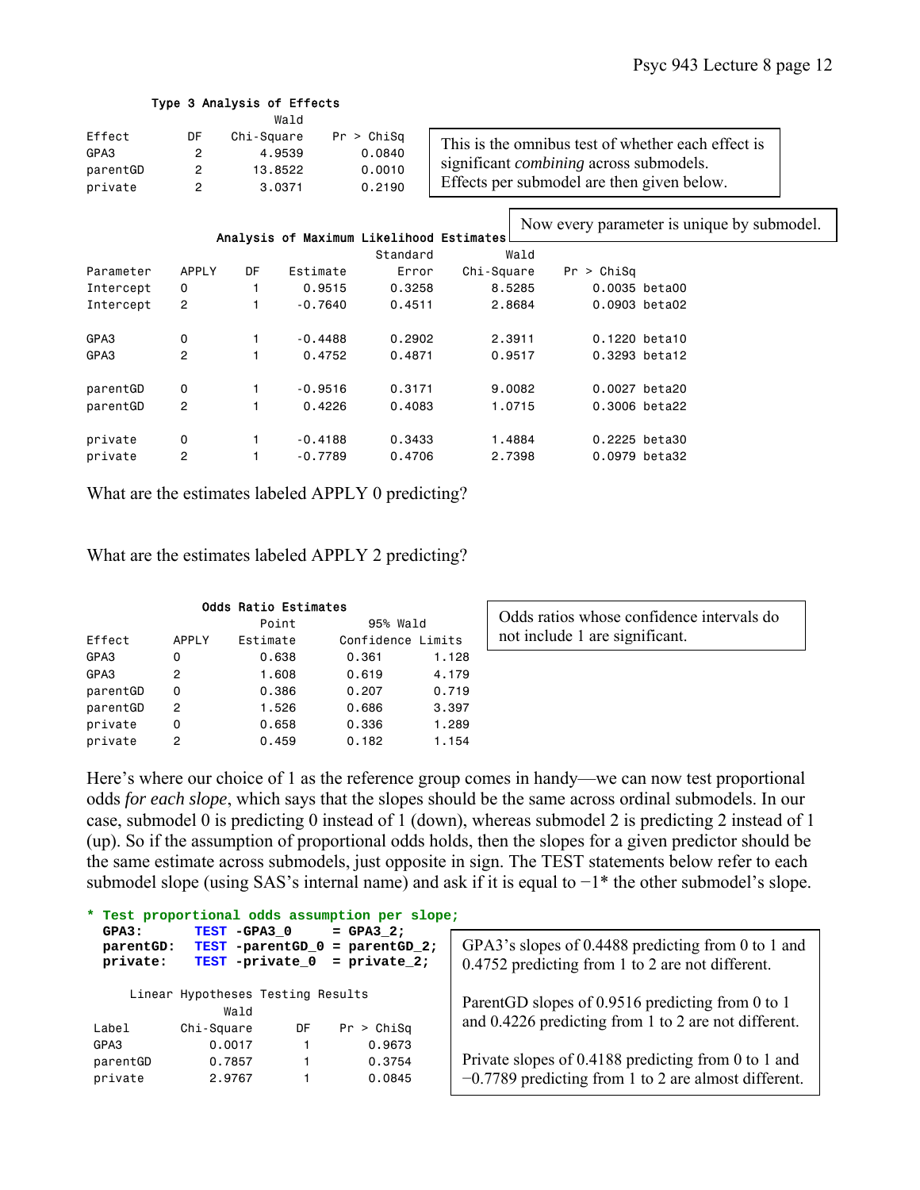**Type 3 Analysis of Effects**

| Effect | DF | Wald Chi-Square | Pr > ChiSq |
|---|---|---|---|
| GPA3 | 2 | 4.9539 | 0.0840 |
| parentGD | 2 | 13.8522 | 0.0010 |
| private | 2 | 3.0371 | 0.2190 |

This is the omnibus test of whether each effect is significant *combining* across submodels. Effects per submodel are then given below.

**Analysis of Maximum Likelihood Estimates**

Now every parameter is unique by submodel.

| Parameter | APPLY | DF | Estimate | Standard Error | Wald Chi-Square | Pr > ChiSq | |
|---|---|---|---|---|---|---|---|
| Intercept | 0 | 1 | 0.9515 | 0.3258 | 8.5285 | 0.0035 | beta00 |
| Intercept | 2 | 1 | -0.7640 | 0.4511 | 2.8684 | 0.0903 | beta02 |
| GPA3 | 0 | 1 | -0.4488 | 0.2902 | 2.3911 | 0.1220 | beta10 |
| GPA3 | 2 | 1 | 0.4752 | 0.4871 | 0.9517 | 0.3293 | beta12 |
| parentGD | 0 | 1 | -0.9516 | 0.3171 | 9.0082 | 0.0027 | beta20 |
| parentGD | 2 | 1 | 0.4226 | 0.4083 | 1.0715 | 0.3006 | beta22 |
| private | 0 | 1 | -0.4188 | 0.3433 | 1.4884 | 0.2225 | beta30 |
| private | 2 | 1 | -0.7789 | 0.4706 | 2.7398 | 0.0979 | beta32 |

What are the estimates labeled APPLY 0 predicting?

What are the estimates labeled APPLY 2 predicting?

**Odds Ratio Estimates**

| Effect | APPLY | Point Estimate | 95% Wald Confidence Limits | |
|---|---|---|---|---|
| GPA3 | 0 | 0.638 | 0.361 | 1.128 |
| GPA3 | 2 | 1.608 | 0.619 | 4.179 |
| parentGD | 0 | 0.386 | 0.207 | 0.719 |
| parentGD | 2 | 1.526 | 0.686 | 3.397 |
| private | 0 | 0.658 | 0.336 | 1.289 |
| private | 2 | 0.459 | 0.182 | 1.154 |

Odds ratios whose confidence intervals do not include 1 are significant.

Here's where our choice of 1 as the reference group comes in handy—we can now test proportional odds *for each slope*, which says that the slopes should be the same across ordinal submodels. In our case, submodel 0 is predicting 0 instead of 1 (down), whereas submodel 2 is predicting 2 instead of 1 (up). So if the assumption of proportional odds holds, then the slopes for a given predictor should be the same estimate across submodels, just opposite in sign. The TEST statements below refer to each submodel slope (using SAS's internal name) and ask if it is equal to −1* the other submodel's slope.

```
* Test proportional odds assumption per slope;
  GPA3:      TEST -GPA3_0     = GPA3_2;
  parentGD:  TEST -parentGD_0 = parentGD_2;
  private:   TEST -private_0  = private_2;
```

**Linear Hypotheses Testing Results**

| Label | Wald Chi-Square | DF | Pr > ChiSq |
|---|---|---|---|
| GPA3 | 0.0017 | 1 | 0.9673 |
| parentGD | 0.7857 | 1 | 0.3754 |
| private | 2.9767 | 1 | 0.0845 |

GPA3's slopes of 0.4488 predicting from 0 to 1 and 0.4752 predicting from 1 to 2 are not different.

ParentGD slopes of 0.9516 predicting from 0 to 1 and 0.4226 predicting from 1 to 2 are not different.

Private slopes of 0.4188 predicting from 0 to 1 and −0.7789 predicting from 1 to 2 are almost different.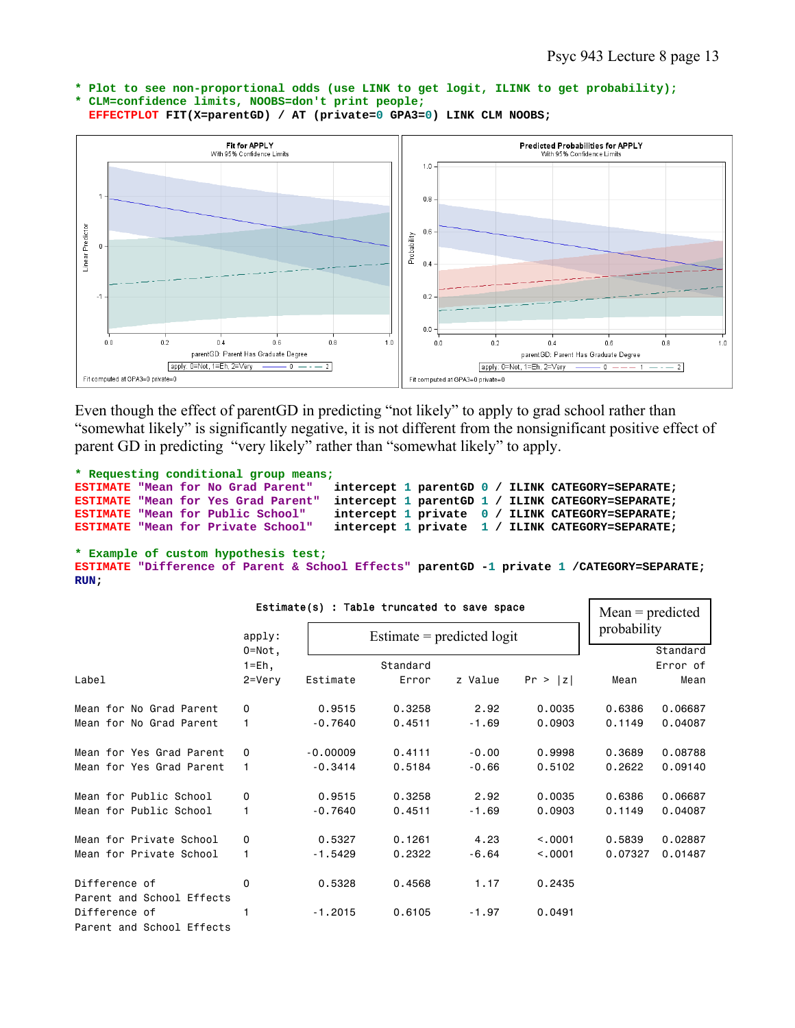```
* Plot to see non-proportional odds (use LINK to get logit, ILINK to get probability);
* CLM=confidence limits, NOOBS=don't print people;
  EFFECTPLOT FIT(X=parentGD) / AT (private=0 GPA3=0) LINK CLM NOOBS;
```

Fit for APPLY
With 95% Confidence Limits

Linear Predictor

1
0
-1

0.0 0.2 0.4 0.6 0.8 1.0

parentGD: Parent Has Graduate Degree

apply: 0=Not, 1=Eh, 2=Very —— 0 — · — 2

Fit computed at GPA3=0 private=0

Predicted Probabilities for APPLY
With 95% Confidence Limits

Probability

1.0
0.8
0.6
0.4
0.2
0.0

0.0 0.2 0.4 0.6 0.8 1.0

parentGD: Parent Has Graduate Degree

apply: 0=Not, 1=Eh, 2=Very —— 0 — — 1 — · — 2

Fit computed at GPA3=0 private=0

Even though the effect of parentGD in predicting "not likely" to apply to grad school rather than "somewhat likely" is significantly negative, it is not different from the nonsignificant positive effect of parent GD in predicting "very likely" rather than "somewhat likely" to apply.

```
* Requesting conditional group means;
ESTIMATE "Mean for No Grad Parent"   intercept 1 parentGD 0 / ILINK CATEGORY=SEPARATE;
ESTIMATE "Mean for Yes Grad Parent"  intercept 1 parentGD 1 / ILINK CATEGORY=SEPARATE;
ESTIMATE "Mean for Public School"    intercept 1 private  0 / ILINK CATEGORY=SEPARATE;
ESTIMATE "Mean for Private School"   intercept 1 private  1 / ILINK CATEGORY=SEPARATE;

* Example of custom hypothesis test;
ESTIMATE "Difference of Parent & School Effects" parentGD -1 private 1 /CATEGORY=SEPARATE;
RUN;
```

Estimate(s) : Table truncated to save space

Estimate = predicted logit; Mean = predicted probability

| Label | apply: 0=Not, 1=Eh, 2=Very | Estimate | Standard Error | z Value | Pr > \|z\| | Mean | Standard Error of Mean |
|---|---|---|---|---|---|---|---|
| Mean for No Grad Parent | 0 | 0.9515 | 0.3258 | 2.92 | 0.0035 | 0.6386 | 0.06687 |
| Mean for No Grad Parent | 1 | -0.7640 | 0.4511 | -1.69 | 0.0903 | 0.1149 | 0.04087 |
| Mean for Yes Grad Parent | 0 | -0.00009 | 0.4111 | -0.00 | 0.9998 | 0.3689 | 0.08788 |
| Mean for Yes Grad Parent | 1 | -0.3414 | 0.5184 | -0.66 | 0.5102 | 0.2622 | 0.09140 |
| Mean for Public School | 0 | 0.9515 | 0.3258 | 2.92 | 0.0035 | 0.6386 | 0.06687 |
| Mean for Public School | 1 | -0.7640 | 0.4511 | -1.69 | 0.0903 | 0.1149 | 0.04087 |
| Mean for Private School | 0 | 0.5327 | 0.1261 | 4.23 | <.0001 | 0.5839 | 0.02887 |
| Mean for Private School | 1 | -1.5429 | 0.2322 | -6.64 | <.0001 | 0.07327 | 0.01487 |
| Difference of Parent and School Effects | 0 | 0.5328 | 0.4568 | 1.17 | 0.2435 | | |
| Difference of Parent and School Effects | 1 | -1.2015 | 0.6105 | -1.97 | 0.0491 | | |